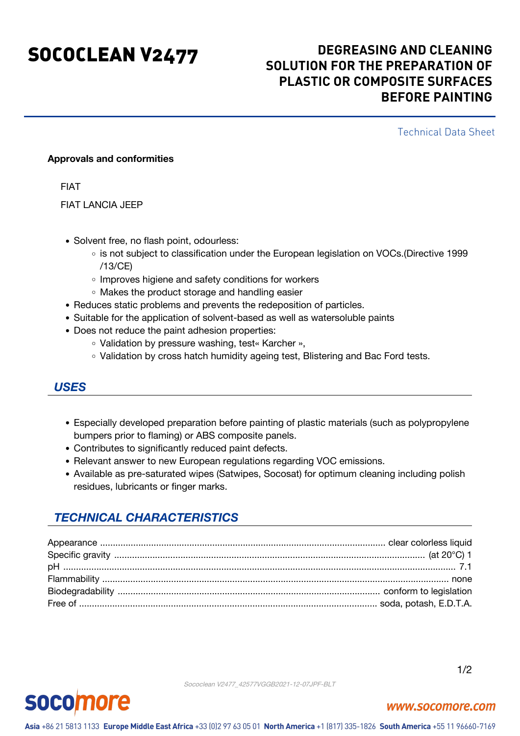# SOCOCLEAN V2477

## DEGREASING AND CLEANING SOLUTION FOR THE PREPARATION OF PLASTIC OR COMPOSITE SURFACES BEFORE PAINTING

Technical Data Sheet

**Approvals and conformities**

FIAT

FIAT LANCIA JEEP

- Solvent free, no flash point, odourless:
  - is not subject to classification under the European legislation on VOCs.(Directive 1999 /13/CE)
  - Improves higiene and safety conditions for workers
  - Makes the product storage and handling easier
- Reduces static problems and prevents the redeposition of particles.
- Suitable for the application of solvent-based as well as watersoluble paints
- Does not reduce the paint adhesion properties:
  - Validation by pressure washing, test« Karcher »,
  - Validation by cross hatch humidity ageing test, Blistering and Bac Ford tests.

## *USES*

- Especially developed preparation before painting of plastic materials (such as polypropylene bumpers prior to flaming) or ABS composite panels.
- Contributes to significantly reduced paint defects.
- Relevant answer to new European regulations regarding VOC emissions.
- Available as pre-saturated wipes (Satwipes, Socosat) for optimum cleaning including polish residues, lubricants or finger marks.

## *TECHNICAL CHARACTERISTICS*

| Property | Value |
|---|---|
| Appearance | clear colorless liquid |
| Specific gravity | (at 20°C) 1 |
| pH | 7.1 |
| Flammability | none |
| Biodegradability | conform to legislation |
| Free of | soda, potash, E.D.T.A. |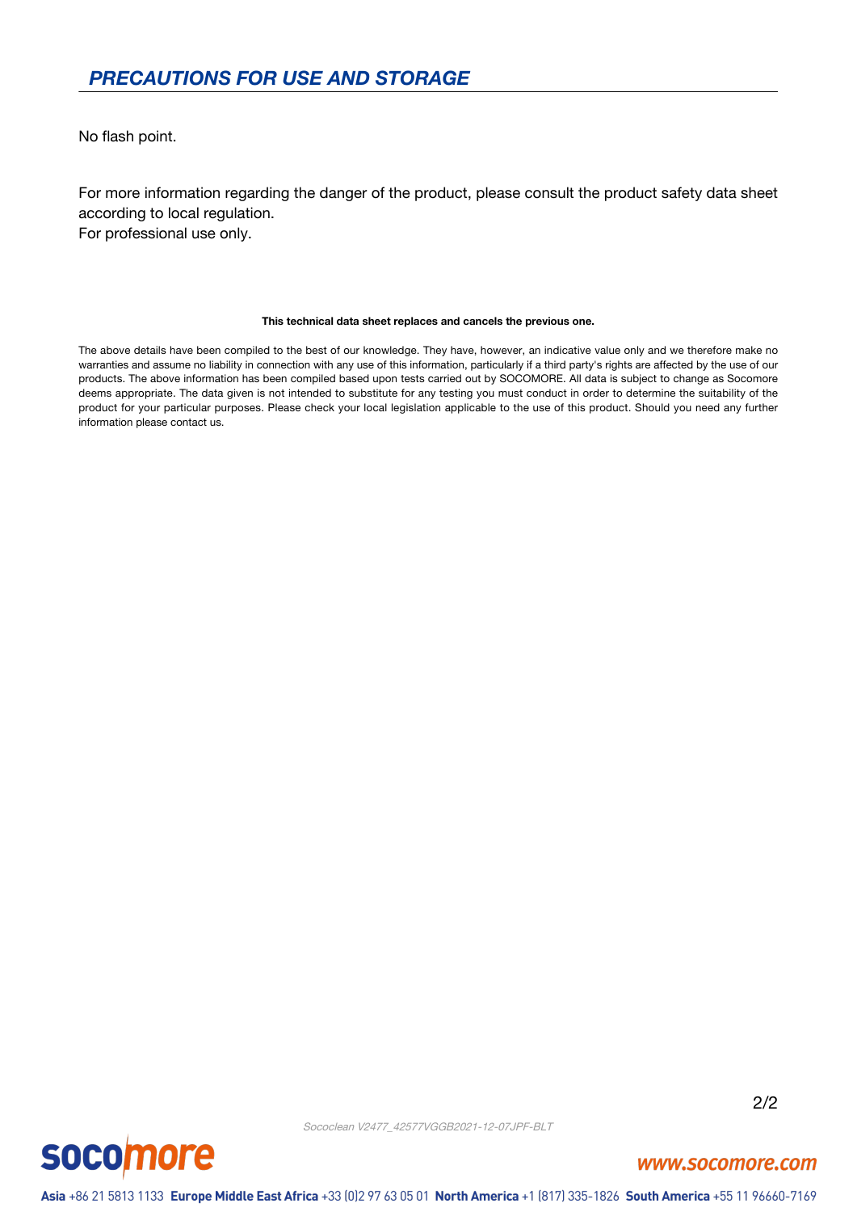## *PRECAUTIONS FOR USE AND STORAGE*

No flash point.

For more information regarding the danger of the product, please consult the product safety data sheet according to local regulation.
For professional use only.

**This technical data sheet replaces and cancels the previous one.**

The above details have been compiled to the best of our knowledge. They have, however, an indicative value only and we therefore make no warranties and assume no liability in connection with any use of this information, particularly if a third party's rights are affected by the use of our products. The above information has been compiled based upon tests carried out by SOCOMORE. All data is subject to change as Socomore deems appropriate. The data given is not intended to substitute for any testing you must conduct in order to determine the suitability of the product for your particular purposes. Please check your local legislation applicable to the use of this product. Should you need any further information please contact us.

*Sococlean V2477_42577VGGB2021-12-07JPF-BLT*

socomore

www.socomore.com

**Asia** +86 21 5813 1133 **Europe Middle East Africa** +33 (0)2 97 63 05 01 **North America** +1 (817) 335-1826 **South America** +55 11 96660-7169